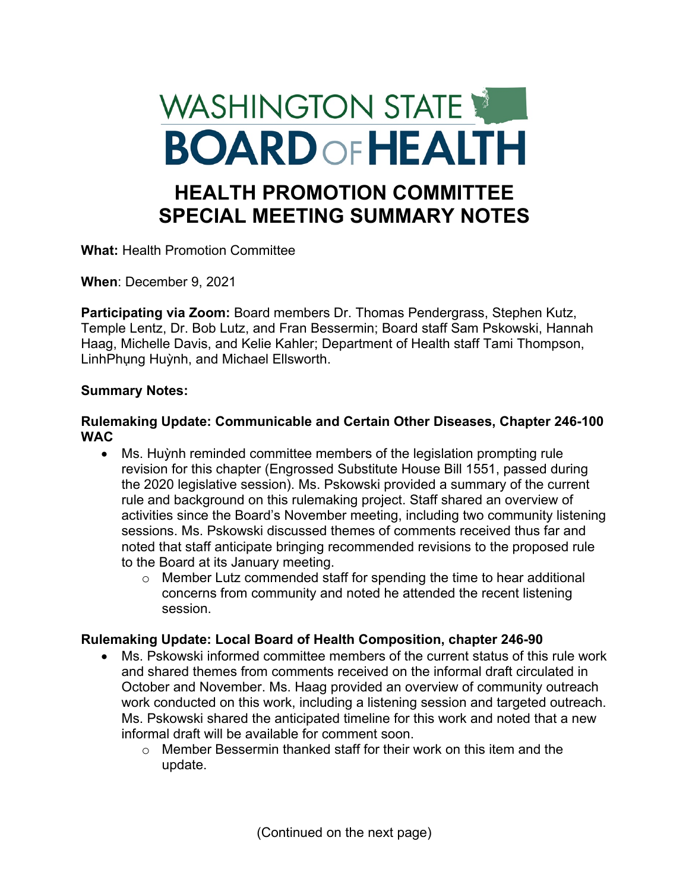# WASHINGTON STATE BOARD OF HEALTH

# HEALTH PROMOTION COMMITTEE SPECIAL MEETING SUMMARY NOTES

**What:** Health Promotion Committee

**When**: December 9, 2021

**Participating via Zoom:** Board members Dr. Thomas Pendergrass, Stephen Kutz, Temple Lentz, Dr. Bob Lutz, and Fran Bessermin; Board staff Sam Pskowski, Hannah Haag, Michelle Davis, and Kelie Kahler; Department of Health staff Tami Thompson, LinhPhụng Huỳnh, and Michael Ellsworth.

**Summary Notes:**

**Rulemaking Update: Communicable and Certain Other Diseases, Chapter 246-100 WAC**

- Ms. Huỳnh reminded committee members of the legislation prompting rule revision for this chapter (Engrossed Substitute House Bill 1551, passed during the 2020 legislative session). Ms. Pskowski provided a summary of the current rule and background on this rulemaking project. Staff shared an overview of activities since the Board's November meeting, including two community listening sessions. Ms. Pskowski discussed themes of comments received thus far and noted that staff anticipate bringing recommended revisions to the proposed rule to the Board at its January meeting.
  - Member Lutz commended staff for spending the time to hear additional concerns from community and noted he attended the recent listening session.

**Rulemaking Update: Local Board of Health Composition, chapter 246-90**

- Ms. Pskowski informed committee members of the current status of this rule work and shared themes from comments received on the informal draft circulated in October and November. Ms. Haag provided an overview of community outreach work conducted on this work, including a listening session and targeted outreach. Ms. Pskowski shared the anticipated timeline for this work and noted that a new informal draft will be available for comment soon.
  - Member Bessermin thanked staff for their work on this item and the update.

(Continued on the next page)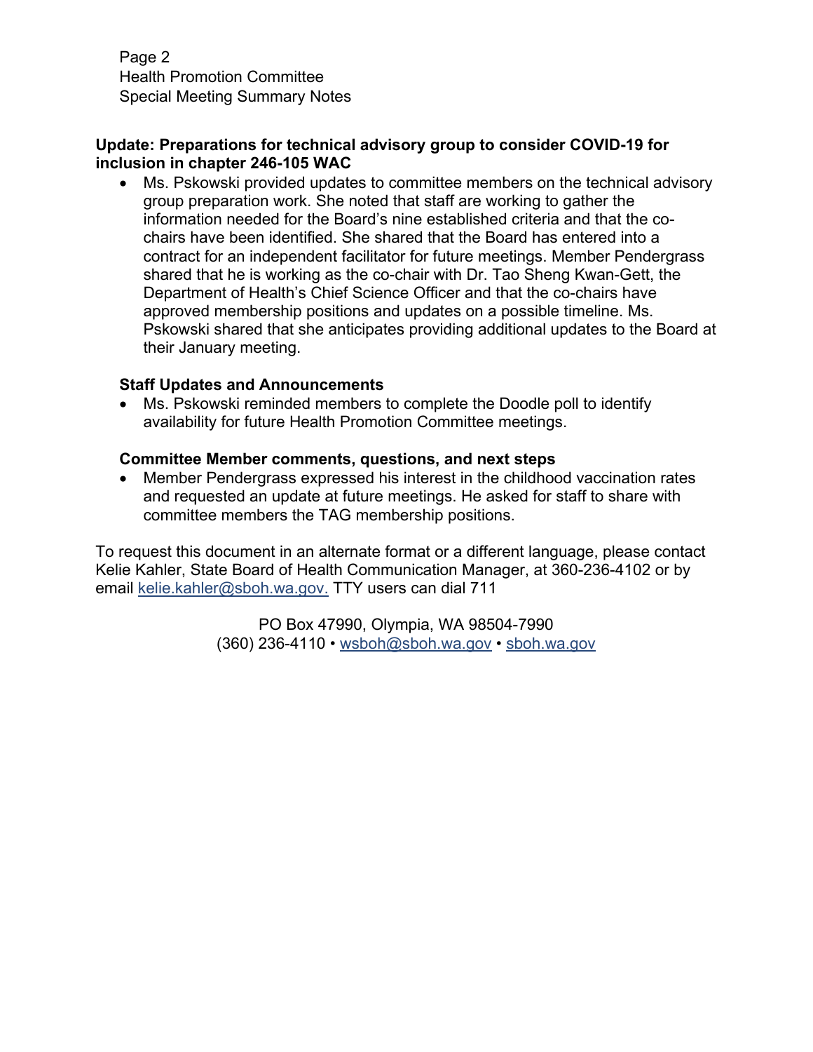### Update: Preparations for technical advisory group to consider COVID-19 for inclusion in chapter 246-105 WAC

- Ms. Pskowski provided updates to committee members on the technical advisory group preparation work. She noted that staff are working to gather the information needed for the Board's nine established criteria and that the co-chairs have been identified. She shared that the Board has entered into a contract for an independent facilitator for future meetings. Member Pendergrass shared that he is working as the co-chair with Dr. Tao Sheng Kwan-Gett, the Department of Health's Chief Science Officer and that the co-chairs have approved membership positions and updates on a possible timeline. Ms. Pskowski shared that she anticipates providing additional updates to the Board at their January meeting.

### Staff Updates and Announcements

- Ms. Pskowski reminded members to complete the Doodle poll to identify availability for future Health Promotion Committee meetings.

### Committee Member comments, questions, and next steps

- Member Pendergrass expressed his interest in the childhood vaccination rates and requested an update at future meetings. He asked for staff to share with committee members the TAG membership positions.

To request this document in an alternate format or a different language, please contact Kelie Kahler, State Board of Health Communication Manager, at 360-236-4102 or by email kelie.kahler@sboh.wa.gov. TTY users can dial 711

PO Box 47990, Olympia, WA 98504-7990
(360) 236-4110 • wsboh@sboh.wa.gov • sboh.wa.gov